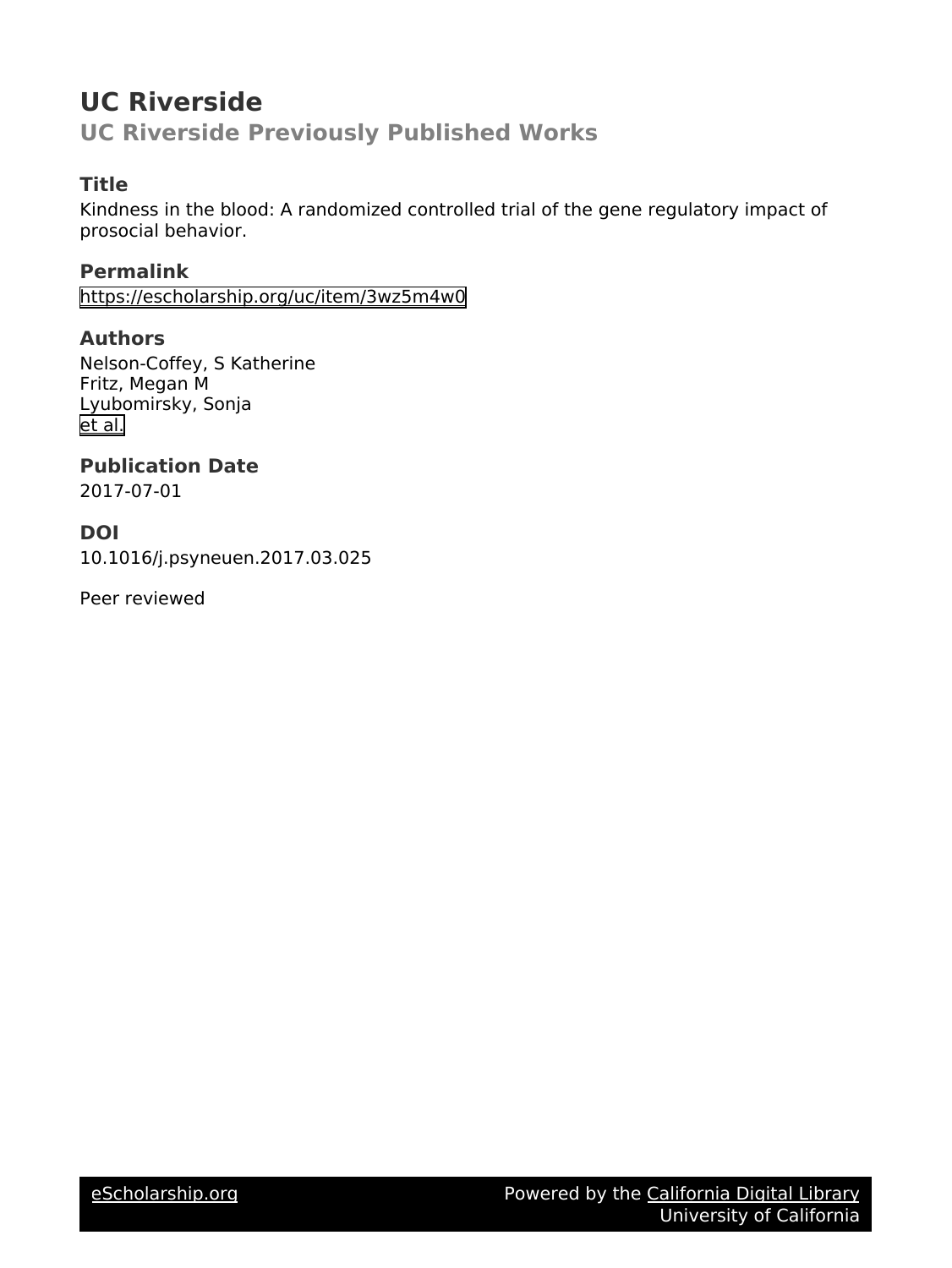# UC Riverside

## UC Riverside Previously Published Works

### Title

Kindness in the blood: A randomized controlled trial of the gene regulatory impact of prosocial behavior.

### Permalink

https://escholarship.org/uc/item/3wz5m4w0

### Authors

Nelson-Coffey, S Katherine
Fritz, Megan M
Lyubomirsky, Sonja
et al.

### Publication Date

2017-07-01

### DOI

10.1016/j.psyneuen.2017.03.025

Peer reviewed

eScholarship.org  Powered by the California Digital Library
University of California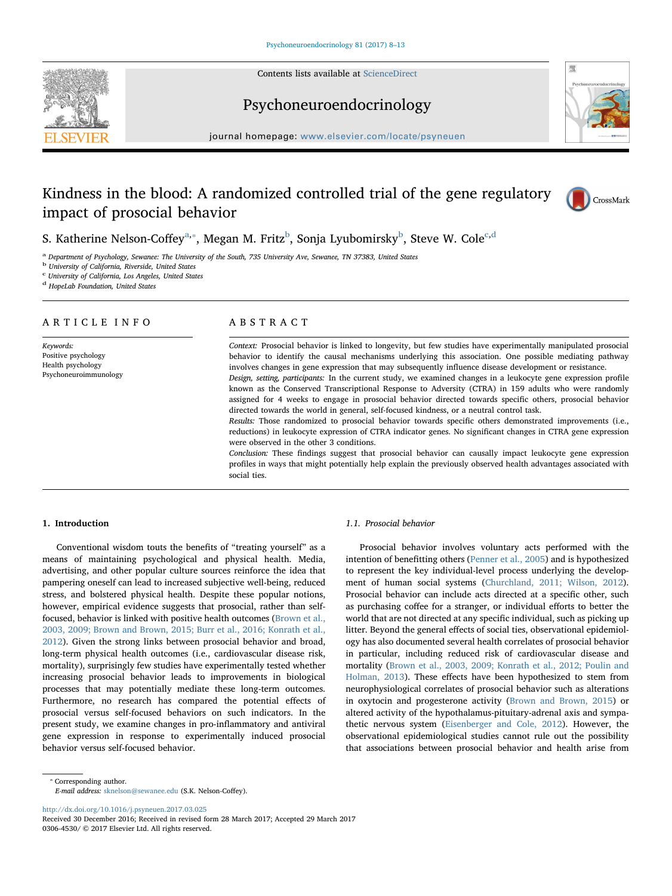# Kindness in the blood: A randomized controlled trial of the gene regulatory impact of prosocial behavior

S. Katherine Nelson-Coffey[a,*], Megan M. Fritz[b], Sonja Lyubomirsky[b], Steve W. Cole[c,d]

[a] Department of Psychology, Sewanee: The University of the South, 735 University Ave, Sewanee, TN 37383, United States
[b] University of California, Riverside, United States
[c] University of California, Los Angeles, United States
[d] HopeLab Foundation, United States

## ARTICLE INFO

*Keywords:*
Positive psychology
Health psychology
Psychoneuroimmunology

## ABSTRACT

*Context:* Prosocial behavior is linked to longevity, but few studies have experimentally manipulated prosocial behavior to identify the causal mechanisms underlying this association. One possible mediating pathway involves changes in gene expression that may subsequently influence disease development or resistance.

*Design, setting, participants:* In the current study, we examined changes in a leukocyte gene expression profile known as the Conserved Transcriptional Response to Adversity (CTRA) in 159 adults who were randomly assigned for 4 weeks to engage in prosocial behavior directed towards specific others, prosocial behavior directed towards the world in general, self-focused kindness, or a neutral control task.

*Results:* Those randomized to prosocial behavior towards specific others demonstrated improvements (i.e., reductions) in leukocyte expression of CTRA indicator genes. No significant changes in CTRA gene expression were observed in the other 3 conditions.

*Conclusion:* These findings suggest that prosocial behavior can causally impact leukocyte gene expression profiles in ways that might potentially help explain the previously observed health advantages associated with social ties.

## 1. Introduction

Conventional wisdom touts the benefits of "treating yourself" as a means of maintaining psychological and physical health. Media, advertising, and other popular culture sources reinforce the idea that pampering oneself can lead to increased subjective well-being, reduced stress, and bolstered physical health. Despite these popular notions, however, empirical evidence suggests that prosocial, rather than self-focused, behavior is linked with positive health outcomes (Brown et al., 2003, 2009; Brown and Brown, 2015; Burr et al., 2016; Konrath et al., 2012). Given the strong links between prosocial behavior and broad, long-term physical health outcomes (i.e., cardiovascular disease risk, mortality), surprisingly few studies have experimentally tested whether increasing prosocial behavior leads to improvements in biological processes that may potentially mediate these long-term outcomes. Furthermore, no research has compared the potential effects of prosocial versus self-focused behaviors on such indicators. In the present study, we examine changes in pro-inflammatory and antiviral gene expression in response to experimentally induced prosocial behavior versus self-focused behavior.

### 1.1. Prosocial behavior

Prosocial behavior involves voluntary acts performed with the intention of benefitting others (Penner et al., 2005) and is hypothesized to represent the key individual-level process underlying the development of human social systems (Churchland, 2011; Wilson, 2012). Prosocial behavior can include acts directed at a specific other, such as purchasing coffee for a stranger, or individual efforts to better the world that are not directed at any specific individual, such as picking up litter. Beyond the general effects of social ties, observational epidemiology has also documented several health correlates of prosocial behavior in particular, including reduced risk of cardiovascular disease and mortality (Brown et al., 2003, 2009; Konrath et al., 2012; Poulin and Holman, 2013). These effects have been hypothesized to stem from neurophysiological correlates of prosocial behavior such as alterations in oxytocin and progesterone activity (Brown and Brown, 2015) or altered activity of the hypothalamus-pituitary-adrenal axis and sympathetic nervous system (Eisenberger and Cole, 2012). However, the observational epidemiological studies cannot rule out the possibility that associations between prosocial behavior and health arise from

* Corresponding author.
*E-mail address:* sknelson@sewanee.edu (S.K. Nelson-Coffey).

http://dx.doi.org/10.1016/j.psyneuen.2017.03.025
Received 30 December 2016; Received in revised form 28 March 2017; Accepted 29 March 2017
0306-4530/ © 2017 Elsevier Ltd. All rights reserved.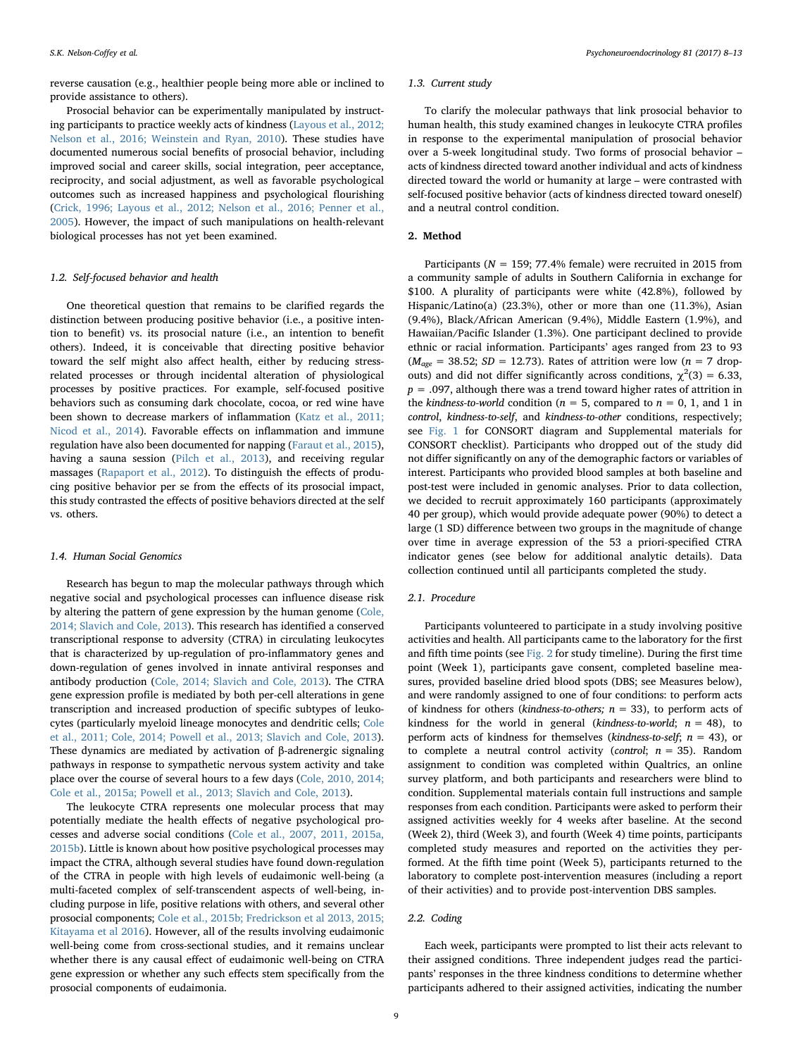reverse causation (e.g., healthier people being more able or inclined to provide assistance to others).

Prosocial behavior can be experimentally manipulated by instructing participants to practice weekly acts of kindness (Layous et al., 2012; Nelson et al., 2016; Weinstein and Ryan, 2010). These studies have documented numerous social benefits of prosocial behavior, including improved social and career skills, social integration, peer acceptance, reciprocity, and social adjustment, as well as favorable psychological outcomes such as increased happiness and psychological flourishing (Crick, 1996; Layous et al., 2012; Nelson et al., 2016; Penner et al., 2005). However, the impact of such manipulations on health-relevant biological processes has not yet been examined.

### 1.2. Self-focused behavior and health

One theoretical question that remains to be clarified regards the distinction between producing positive behavior (i.e., a positive intention to benefit) vs. its prosocial nature (i.e., an intention to benefit others). Indeed, it is conceivable that directing positive behavior toward the self might also affect health, either by reducing stress-related processes or through incidental alteration of physiological processes by positive practices. For example, self-focused positive behaviors such as consuming dark chocolate, cocoa, or red wine have been shown to decrease markers of inflammation (Katz et al., 2011; Nicod et al., 2014). Favorable effects on inflammation and immune regulation have also been documented for napping (Faraut et al., 2015), having a sauna session (Pilch et al., 2013), and receiving regular massages (Rapaport et al., 2012). To distinguish the effects of producing positive behavior per se from the effects of its prosocial impact, this study contrasted the effects of positive behaviors directed at the self vs. others.

### 1.4. Human Social Genomics

Research has begun to map the molecular pathways through which negative social and psychological processes can influence disease risk by altering the pattern of gene expression by the human genome (Cole, 2014; Slavich and Cole, 2013). This research has identified a conserved transcriptional response to adversity (CTRA) in circulating leukocytes that is characterized by up-regulation of pro-inflammatory genes and down-regulation of genes involved in innate antiviral responses and antibody production (Cole, 2014; Slavich and Cole, 2013). The CTRA gene expression profile is mediated by both per-cell alterations in gene transcription and increased production of specific subtypes of leukocytes (particularly myeloid lineage monocytes and dendritic cells; Cole et al., 2011; Cole, 2014; Powell et al., 2013; Slavich and Cole, 2013). These dynamics are mediated by activation of β-adrenergic signaling pathways in response to sympathetic nervous system activity and take place over the course of several hours to a few days (Cole, 2010, 2014; Cole et al., 2015a; Powell et al., 2013; Slavich and Cole, 2013).

The leukocyte CTRA represents one molecular process that may potentially mediate the health effects of negative psychological processes and adverse social conditions (Cole et al., 2007, 2011, 2015a, 2015b). Little is known about how positive psychological processes may impact the CTRA, although several studies have found down-regulation of the CTRA in people with high levels of eudaimonic well-being (a multi-faceted complex of self-transcendent aspects of well-being, including purpose in life, positive relations with others, and several other prosocial components; Cole et al., 2015b; Fredrickson et al 2013, 2015; Kitayama et al 2016). However, all of the results involving eudaimonic well-being come from cross-sectional studies, and it remains unclear whether there is any causal effect of eudaimonic well-being on CTRA gene expression or whether any such effects stem specifically from the prosocial components of eudaimonia.

### 1.3. Current study

To clarify the molecular pathways that link prosocial behavior to human health, this study examined changes in leukocyte CTRA profiles in response to the experimental manipulation of prosocial behavior over a 5-week longitudinal study. Two forms of prosocial behavior – acts of kindness directed toward another individual and acts of kindness directed toward the world or humanity at large – were contrasted with self-focused positive behavior (acts of kindness directed toward oneself) and a neutral control condition.

## 2. Method

Participants ($N = 159$; 77.4% female) were recruited in 2015 from a community sample of adults in Southern California in exchange for $100. A plurality of participants were white (42.8%), followed by Hispanic/Latino(a) (23.3%), other or more than one (11.3%), Asian (9.4%), Black/African American (9.4%), Middle Eastern (1.9%), and Hawaiian/Pacific Islander (1.3%). One participant declined to provide ethnic or racial information. Participants' ages ranged from 23 to 93 ($M_{age} = 38.52$; $SD = 12.73$). Rates of attrition were low ($n = 7$ drop-outs) and did not differ significantly across conditions, $\chi^2(3) = 6.33$, $p = .097$, although there was a trend toward higher rates of attrition in the *kindness-to-world* condition ($n = 5$, compared to $n = 0$, 1, and 1 in *control*, *kindness-to-self*, and *kindness-to-other* conditions, respectively; see Fig. 1 for CONSORT diagram and Supplemental materials for CONSORT checklist). Participants who dropped out of the study did not differ significantly on any of the demographic factors or variables of interest. Participants who provided blood samples at both baseline and post-test were included in genomic analyses. Prior to data collection, we decided to recruit approximately 160 participants (approximately 40 per group), which would provide adequate power (90%) to detect a large (1 SD) difference between two groups in the magnitude of change over time in average expression of the 53 a priori-specified CTRA indicator genes (see below for additional analytic details). Data collection continued until all participants completed the study.

### 2.1. Procedure

Participants volunteered to participate in a study involving positive activities and health. All participants came to the laboratory for the first and fifth time points (see Fig. 2 for study timeline). During the first time point (Week 1), participants gave consent, completed baseline measures, provided baseline dried blood spots (DBS; see Measures below), and were randomly assigned to one of four conditions: to perform acts of kindness for others (*kindness-to-others;* $n = 33$), to perform acts of kindness for the world in general (*kindness-to-world*; $n = 48$), to perform acts of kindness for themselves (*kindness-to-self*; $n = 43$), or to complete a neutral control activity (*control*; $n = 35$). Random assignment to condition was completed within Qualtrics, an online survey platform, and both participants and researchers were blind to condition. Supplemental materials contain full instructions and sample responses from each condition. Participants were asked to perform their assigned activities weekly for 4 weeks after baseline. At the second (Week 2), third (Week 3), and fourth (Week 4) time points, participants completed study measures and reported on the activities they performed. At the fifth time point (Week 5), participants returned to the laboratory to complete post-intervention measures (including a report of their activities) and to provide post-intervention DBS samples.

### 2.2. Coding

Each week, participants were prompted to list their acts relevant to their assigned conditions. Three independent judges read the participants' responses in the three kindness conditions to determine whether participants adhered to their assigned activities, indicating the number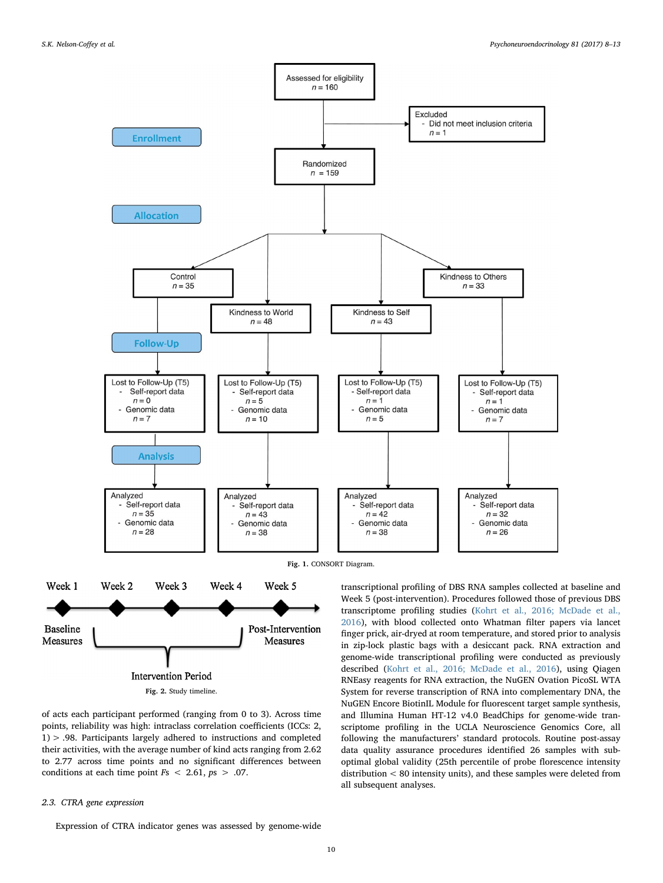Fig. 1. CONSORT Diagram.

Fig. 2. Study timeline.

of acts each participant performed (ranging from 0 to 3). Across time points, reliability was high: intraclass correlation coefficients (ICCs: 2, 1) > .98. Participants largely adhered to instructions and completed their activities, with the average number of kind acts ranging from 2.62 to 2.77 across time points and no significant differences between conditions at each time point $Fs < 2.61$, $ps > .07$.

### 2.3. CTRA gene expression

Expression of CTRA indicator genes was assessed by genome-wide transcriptional profiling of DBS RNA samples collected at baseline and Week 5 (post-intervention). Procedures followed those of previous DBS transcriptome profiling studies (Kohrt et al., 2016; McDade et al., 2016), with blood collected onto Whatman filter papers via lancet finger prick, air-dryed at room temperature, and stored prior to analysis in zip-lock plastic bags with a desiccant pack. RNA extraction and genome-wide transcriptional profiling were conducted as previously described (Kohrt et al., 2016; McDade et al., 2016), using Qiagen RNEasy reagents for RNA extraction, the NuGEN Ovation PicoSL WTA System for reverse transcription of RNA into complementary DNA, the NuGEN Encore BiotinIL Module for fluorescent target sample synthesis, and Illumina Human HT-12 v4.0 BeadChips for genome-wide transcriptome profiling in the UCLA Neuroscience Genomics Core, all following the manufacturers' standard protocols. Routine post-assay data quality assurance procedures identified 26 samples with sub-optimal global validity (25th percentile of probe florescence intensity distribution < 80 intensity units), and these samples were deleted from all subsequent analyses.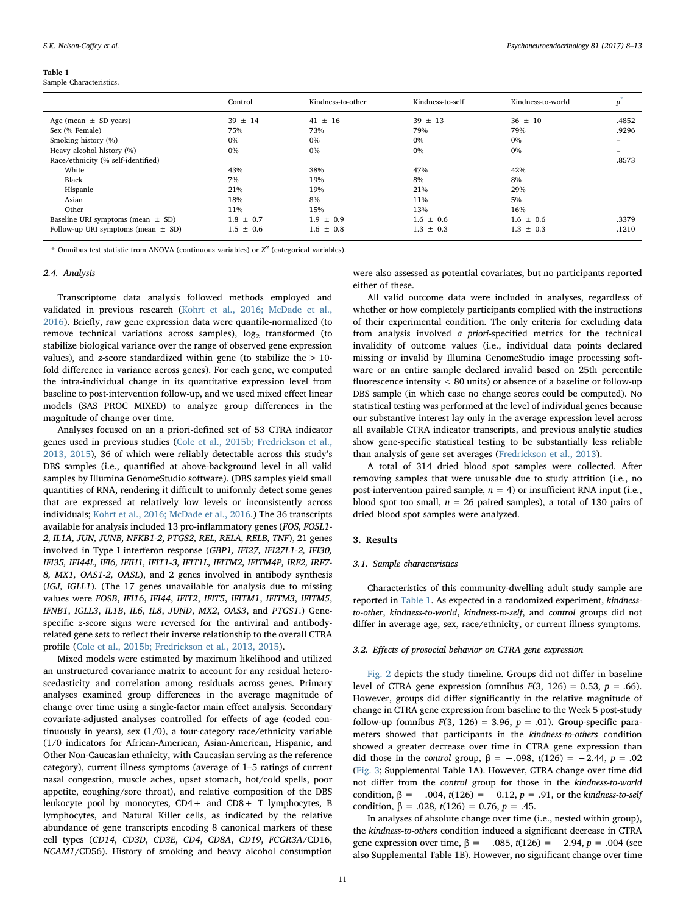**Table 1**
Sample Characteristics.

| | Control | Kindness-to-other | Kindness-to-self | Kindness-to-world | $p^*$ |
|---|---|---|---|---|---|
| Age (mean ± SD years) | 39 ± 14 | 41 ± 16 | 39 ± 13 | 36 ± 10 | .4852 |
| Sex (% Female) | 75% | 73% | 79% | 79% | .9296 |
| Smoking history (%) | 0% | 0% | 0% | 0% | – |
| Heavy alcohol history (%) | 0% | 0% | 0% | 0% | – |
| Race/ethnicity (% self-identified) | | | | | .8573 |
| White | 43% | 38% | 47% | 42% | |
| Black | 7% | 19% | 8% | 8% | |
| Hispanic | 21% | 19% | 21% | 29% | |
| Asian | 18% | 8% | 11% | 5% | |
| Other | 11% | 15% | 13% | 16% | |
| Baseline URI symptoms (mean ± SD) | 1.8 ± 0.7 | 1.9 ± 0.9 | 1.6 ± 0.6 | 1.6 ± 0.6 | .3379 |
| Follow-up URI symptoms (mean ± SD) | 1.5 ± 0.6 | 1.6 ± 0.8 | 1.3 ± 0.3 | 1.3 ± 0.3 | .1210 |

\* Omnibus test statistic from ANOVA (continuous variables) or $X^2$ (categorical variables).

### 2.4. Analysis

Transcriptome data analysis followed methods employed and validated in previous research (Kohrt et al., 2016; McDade et al., 2016). Briefly, raw gene expression data were quantile-normalized (to remove technical variations across samples), $\log_2$ transformed (to stabilize biological variance over the range of observed gene expression values), and *z*-score standardized within gene (to stabilize the > 10-fold difference in variance across genes). For each gene, we computed the intra-individual change in its quantitative expression level from baseline to post-intervention follow-up, and we used mixed effect linear models (SAS PROC MIXED) to analyze group differences in the magnitude of change over time.

Analyses focused on an a priori-defined set of 53 CTRA indicator genes used in previous studies (Cole et al., 2015b; Fredrickson et al., 2013, 2015), 36 of which were reliably detectable across this study's DBS samples (i.e., quantified at above-background level in all valid samples by Illumina GenomeStudio software). (DBS samples yield small quantities of RNA, rendering it difficult to uniformly detect some genes that are expressed at relatively low levels or inconsistently across individuals; Kohrt et al., 2016; McDade et al., 2016.) The 36 transcripts available for analysis included 13 pro-inflammatory genes (*FOS, FOSL1-2, IL1A, JUN, JUNB, NFKB1-2, PTGS2, REL, RELA, RELB, TNF*), 21 genes involved in Type I interferon response (*GBP1, IFI27, IFI27L1-2, IFI30, IFI35, IFI44L, IFI6, IFIH1, IFIT1-3, IFIT1L, IFITM2, IFITM4P, IRF2, IRF7-8, MX1, OAS1-2, OASL*), and 2 genes involved in antibody synthesis (*IGJ, IGLL1*). (The 17 genes unavailable for analysis due to missing values were *FOSB*, *IFI16*, *IFI44*, *IFIT2*, *IFIT5*, *IFITM1*, *IFITM3*, *IFITM5*, *IFNB1*, *IGLL3*, *IL1B*, *IL6*, *IL8*, *JUND*, *MX2*, *OAS3*, and *PTGS1*.) Gene-specific *z*-score signs were reversed for the antiviral and antibody-related gene sets to reflect their inverse relationship to the overall CTRA profile (Cole et al., 2015b; Fredrickson et al., 2013, 2015).

Mixed models were estimated by maximum likelihood and utilized an unstructured covariance matrix to account for any residual heteroscedasticity and correlation among residuals across genes. Primary analyses examined group differences in the average magnitude of change over time using a single-factor main effect analysis. Secondary covariate-adjusted analyses controlled for effects of age (coded continuously in years), sex (1/0), a four-category race/ethnicity variable (1/0 indicators for African-American, Asian-American, Hispanic, and Other Non-Caucasian ethnicity, with Caucasian serving as the reference category), current illness symptoms (average of 1–5 ratings of current nasal congestion, muscle aches, upset stomach, hot/cold spells, poor appetite, coughing/sore throat), and relative composition of the DBS leukocyte pool by monocytes, CD4+ and CD8+ T lymphocytes, B lymphocytes, and Natural Killer cells, as indicated by the relative abundance of gene transcripts encoding 8 canonical markers of these cell types (*CD14*, *CD3D*, *CD3E*, *CD4*, *CD8A*, *CD19*, *FCGR3A*/CD16, *NCAM1*/CD56). History of smoking and heavy alcohol consumption were also assessed as potential covariates, but no participants reported either of these.

All valid outcome data were included in analyses, regardless of whether or how completely participants complied with the instructions of their experimental condition. The only criteria for excluding data from analysis involved *a priori*-specified metrics for the technical invalidity of outcome values (i.e., individual data points declared missing or invalid by Illumina GenomeStudio image processing software or an entire sample declared invalid based on 25th percentile fluorescence intensity < 80 units) or absence of a baseline or follow-up DBS sample (in which case no change scores could be computed). No statistical testing was performed at the level of individual genes because our substantive interest lay only in the average expression level across all available CTRA indicator transcripts, and previous analytic studies show gene-specific statistical testing to be substantially less reliable than analysis of gene set averages (Fredrickson et al., 2013).

A total of 314 dried blood spot samples were collected. After removing samples that were unusable due to study attrition (i.e., no post-intervention paired sample, $n = 4$) or insufficient RNA input (i.e., blood spot too small, $n = 26$ paired samples), a total of 130 pairs of dried blood spot samples were analyzed.

## 3. Results

### 3.1. Sample characteristics

Characteristics of this community-dwelling adult study sample are reported in Table 1. As expected in a randomized experiment, *kindness-to-other*, *kindness-to-world*, *kindness-to-self*, and *control* groups did not differ in average age, sex, race/ethnicity, or current illness symptoms.

### 3.2. Effects of prosocial behavior on CTRA gene expression

Fig. 2 depicts the study timeline. Groups did not differ in baseline level of CTRA gene expression (omnibus $F(3, 126) = 0.53$, $p = .66$). However, groups did differ significantly in the relative magnitude of change in CTRA gene expression from baseline to the Week 5 post-study follow-up (omnibus $F(3, 126) = 3.96$, $p = .01$). Group-specific parameters showed that participants in the *kindness-to-others* condition showed a greater decrease over time in CTRA gene expression than did those in the *control* group, $\beta = -.098$, $t(126) = -2.44$, $p = .02$ (Fig. 3; Supplemental Table 1A). However, CTRA change over time did not differ from the *control* group for those in the *kindness-to-world* condition, $\beta = -.004$, $t(126) = -0.12$, $p = .91$, or the *kindness-to-self* condition, $\beta = .028$, $t(126) = 0.76$, $p = .45$.

In analyses of absolute change over time (i.e., nested within group), the *kindness-to-others* condition induced a significant decrease in CTRA gene expression over time, $\beta = -.085$, $t(126) = -2.94$, $p = .004$ (see also Supplemental Table 1B). However, no significant change over time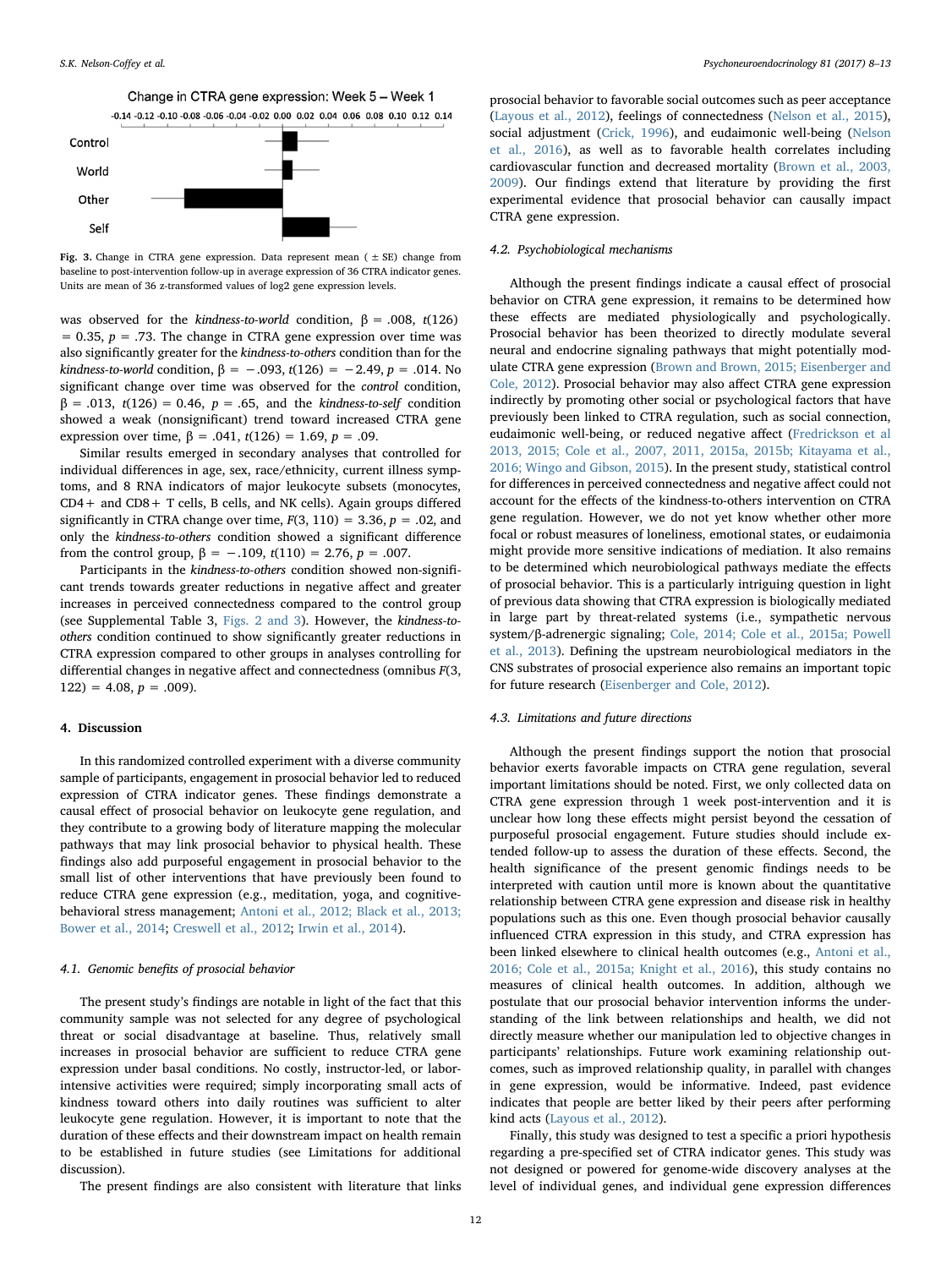Change in CTRA gene expression: Week 5 – Week 1

**Fig. 3.** Change in CTRA gene expression. Data represent mean (± SE) change from baseline to post-intervention follow-up in average expression of 36 CTRA indicator genes. Units are mean of 36 z-transformed values of log2 gene expression levels.

was observed for the *kindness-to-world* condition, $\beta = .008$, $t(126) = 0.35$, $p = .73$. The change in CTRA gene expression over time was also significantly greater for the *kindness-to-others* condition than for the *kindness-to-world* condition, $\beta = -.093$, $t(126) = -2.49$, $p = .014$. No significant change over time was observed for the *control* condition, $\beta = .013$, $t(126) = 0.46$, $p = .65$, and the *kindness-to-self* condition showed a weak (nonsignificant) trend toward increased CTRA gene expression over time, $\beta = .041$, $t(126) = 1.69$, $p = .09$.

Similar results emerged in secondary analyses that controlled for individual differences in age, sex, race/ethnicity, current illness symptoms, and 8 RNA indicators of major leukocyte subsets (monocytes, CD4+ and CD8+ T cells, B cells, and NK cells). Again groups differed significantly in CTRA change over time, $F(3, 110) = 3.36$, $p = .02$, and only the *kindness-to-others* condition showed a significant difference from the control group, $\beta = -.109$, $t(110) = 2.76$, $p = .007$.

Participants in the *kindness-to-others* condition showed non-significant trends towards greater reductions in negative affect and greater increases in perceived connectedness compared to the control group (see Supplemental Table 3, Figs. 2 and 3). However, the *kindness-to-others* condition continued to show significantly greater reductions in CTRA expression compared to other groups in analyses controlling for differential changes in negative affect and connectedness (omnibus $F(3, 122) = 4.08$, $p = .009$).

## 4. Discussion

In this randomized controlled experiment with a diverse community sample of participants, engagement in prosocial behavior led to reduced expression of CTRA indicator genes. These findings demonstrate a causal effect of prosocial behavior on leukocyte gene regulation, and they contribute to a growing body of literature mapping the molecular pathways that may link prosocial behavior to physical health. These findings also add purposeful engagement in prosocial behavior to the small list of other interventions that have previously been found to reduce CTRA gene expression (e.g., meditation, yoga, and cognitive-behavioral stress management; Antoni et al., 2012; Black et al., 2013; Bower et al., 2014; Creswell et al., 2012; Irwin et al., 2014).

### 4.1. Genomic benefits of prosocial behavior

The present study's findings are notable in light of the fact that this community sample was not selected for any degree of psychological threat or social disadvantage at baseline. Thus, relatively small increases in prosocial behavior are sufficient to reduce CTRA gene expression under basal conditions. No costly, instructor-led, or labor-intensive activities were required; simply incorporating small acts of kindness toward others into daily routines was sufficient to alter leukocyte gene regulation. However, it is important to note that the duration of these effects and their downstream impact on health remain to be established in future studies (see Limitations for additional discussion).

The present findings are also consistent with literature that links prosocial behavior to favorable social outcomes such as peer acceptance (Layous et al., 2012), feelings of connectedness (Nelson et al., 2015), social adjustment (Crick, 1996), and eudaimonic well-being (Nelson et al., 2016), as well as to favorable health correlates including cardiovascular function and decreased mortality (Brown et al., 2003, 2009). Our findings extend that literature by providing the first experimental evidence that prosocial behavior can causally impact CTRA gene expression.

### 4.2. Psychobiological mechanisms

Although the present findings indicate a causal effect of prosocial behavior on CTRA gene expression, it remains to be determined how these effects are mediated physiologically and psychologically. Prosocial behavior has been theorized to directly modulate several neural and endocrine signaling pathways that might potentially modulate CTRA gene expression (Brown and Brown, 2015; Eisenberger and Cole, 2012). Prosocial behavior may also affect CTRA gene expression indirectly by promoting other social or psychological factors that have previously been linked to CTRA regulation, such as social connection, eudaimonic well-being, or reduced negative affect (Fredrickson et al 2013, 2015; Cole et al., 2007, 2011, 2015a, 2015b; Kitayama et al., 2016; Wingo and Gibson, 2015). In the present study, statistical control for differences in perceived connectedness and negative affect could not account for the effects of the kindness-to-others intervention on CTRA gene regulation. However, we do not yet know whether other more focal or robust measures of loneliness, emotional states, or eudaimonia might provide more sensitive indications of mediation. It also remains to be determined which neurobiological pathways mediate the effects of prosocial behavior. This is a particularly intriguing question in light of previous data showing that CTRA expression is biologically mediated in large part by threat-related systems (i.e., sympathetic nervous system/β-adrenergic signaling; Cole, 2014; Cole et al., 2015a; Powell et al., 2013). Defining the upstream neurobiological mediators in the CNS substrates of prosocial experience also remains an important topic for future research (Eisenberger and Cole, 2012).

### 4.3. Limitations and future directions

Although the present findings support the notion that prosocial behavior exerts favorable impacts on CTRA gene regulation, several important limitations should be noted. First, we only collected data on CTRA gene expression through 1 week post-intervention and it is unclear how long these effects might persist beyond the cessation of purposeful prosocial engagement. Future studies should include extended follow-up to assess the duration of these effects. Second, the health significance of the present genomic findings needs to be interpreted with caution until more is known about the quantitative relationship between CTRA gene expression and disease risk in healthy populations such as this one. Even though prosocial behavior causally influenced CTRA expression in this study, and CTRA expression has been linked elsewhere to clinical health outcomes (e.g., Antoni et al., 2016; Cole et al., 2015a; Knight et al., 2016), this study contains no measures of clinical health outcomes. In addition, although we postulate that our prosocial behavior intervention informs the understanding of the link between relationships and health, we did not directly measure whether our manipulation led to objective changes in participants' relationships. Future work examining relationship outcomes, such as improved relationship quality, in parallel with changes in gene expression, would be informative. Indeed, past evidence indicates that people are better liked by their peers after performing kind acts (Layous et al., 2012).

Finally, this study was designed to test a specific a priori hypothesis regarding a pre-specified set of CTRA indicator genes. This study was not designed or powered for genome-wide discovery analyses at the level of individual genes, and individual gene expression differences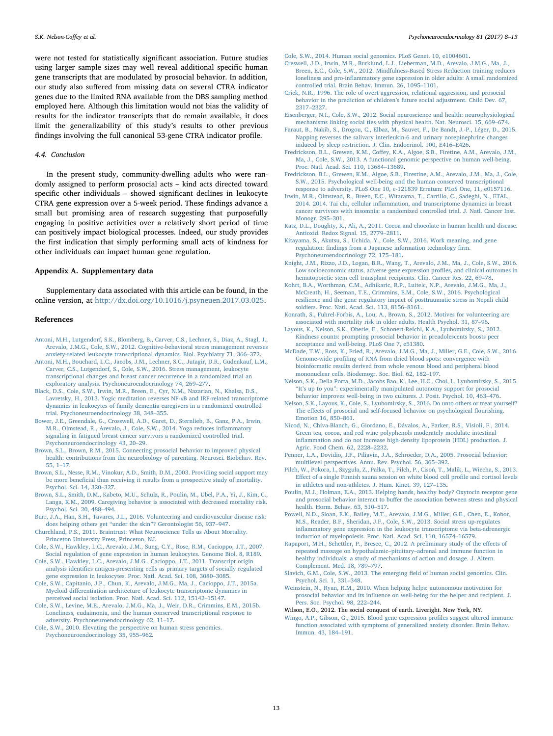were not tested for statistically significant association. Future studies using larger sample sizes may well reveal additional specific human gene transcripts that are modulated by prosocial behavior. In addition, our study also suffered from missing data on several CTRA indicator genes due to the limited RNA available from the DBS sampling method employed here. Although this limitation would not bias the validity of results for the indicator transcripts that do remain available, it does limit the generalizability of this study's results to other previous findings involving the full canonical 53-gene CTRA indicator profile.

### 4.4. Conclusion

In the present study, community-dwelling adults who were randomly assigned to perform prosocial acts – kind acts directed toward specific other individuals – showed significant declines in leukocyte CTRA gene expression over a 5-week period. These findings advance a small but promising area of research suggesting that purposefully engaging in positive activities over a relatively short period of time can positively impact biological processes. Indeed, our study provides the first indication that simply performing small acts of kindness for other individuals can impact human gene regulation.

## Appendix A. Supplementary data

Supplementary data associated with this article can be found, in the online version, at http://dx.doi.org/10.1016/j.psyneuen.2017.03.025.

## References

Antoni, M.H., Lutgendorf, S.K., Blomberg, B., Carver, C.S., Lechner, S., Diaz, A., Stagl, J., Arevalo, J.M.G., Cole, S.W., 2012. Cognitive-behavioral stress management reverses anxiety-related leukocyte transcriptional dynamics. Biol. Psychiatry 71, 366–372.

Antoni, M.H., Bouchard, L.C., Jacobs, J.M., Lechner, S.C., Jutagir, D.R., Gudenkauf, L.M., Carver, C.S., Lutgendorf, S., Cole, S.W., 2016. Stress management, leukocyte transcriptional changes and breast cancer recurrence in a randomized trial an exploratory analysis. Psychoneuroendocrinology 74, 269–277.

Black, D.S., Cole, S.W., Irwin, M.R., Breen, E., Cyr, N.M., Nazarian, N., Khalsa, D.S., Lavretsky, H., 2013. Yogic meditation reverses NF-κB and IRF-related transcriptome dynamics in leukocytes of family dementia caregivers in a randomized controlled trial. Psychoneuroendocrinology 38, 348–355.

Bower, J.E., Greendale, G., Crosswell, A.D., Garet, D., Sternlieb, B., Ganz, P.A., Irwin, M.R., Olmstead, R., Arevalo, J., Cole, S.W., 2014. Yoga reduces inflammatory signaling in fatigued breast cancer survivors a randomized controlled trial. Psychoneuroendocrinology 43, 20–29.

Brown, S.L., Brown, R.M., 2015. Connecting prosocial behavior to improved physical health: contributions from the neurobiology of parenting. Neurosci. Biobehav. Rev. 55, 1–17.

Brown, S.L., Nesse, R.M., Vinokur, A.D., Smith, D.M., 2003. Providing social support may be more beneficial than receiving it results from a prospective study of mortality. Psychol. Sci. 14, 320–327.

Brown, S.L., Smith, D.M., Kabeto, M.U., Schulz, R., Poulin, M., Ubel, P.A., Yi, J., Kim, C., Langa, K.M., 2009. Caregiving behavior is associated with decreased mortality risk. Psychol. Sci. 20, 488–494.

Burr, J.A., Han, S.H., Tavares, J.L., 2016. Volunteering and cardiovascular disease risk: does helping others get "under the skin"? Gerontologist 56, 937–947.

Churchland, P.S., 2011. Braintrust: What Neuroscience Tells us About Mortality. Princeton University Press, Princeton, NJ.

Cole, S.W., Hawkley, L.C., Arevalo, J.M., Sung, C.Y., Rose, R.M., Cacioppo, J.T., 2007. Social regulation of gene expression in human leukocytes. Genome Biol. 8, R189.

Cole, S.W., Hawkley, L.C., Arevalo, J.M.G., Cacioppo, J.T., 2011. Transcript origin analysis identifies antigen-presenting cells as primary targets of socially regulated gene expression in leukocytes. Proc. Natl. Acad. Sci. 108, 3080–3085.

Cole, S.W., Capitanio, J.P., Chun, K., Arevalo, J.M.G., Ma, J., Cacioppo, J.T., 2015a. Myeloid differentiation architecture of leukocyte transcriptome dynamics in perceived social isolation. Proc. Natl. Acad. Sci. 112, 15142–15147.

Cole, S.W., Levine, M.E., Arevalo, J.M.G., Ma, J., Weir, D.R., Crimmins, E.M., 2015b. Loneliness, eudaimonia, and the human conserved transcriptional response to adversity. Psychoneuroendocrinology 62, 11–17.

Cole, S.W., 2010. Elevating the perspective on human stress genomics. Psychoneuroendocrinology 35, 955–962.

Cole, S.W., 2014. Human social genomics. PLoS Genet. 10, e1004601.

Creswell, J.D., Irwin, M.R., Burklund, L.J., Lieberman, M.D., Arevalo, J.M.G., Ma, J., Breen, E.C., Cole, S.W., 2012. Mindfulness-Based Stress Reduction training reduces loneliness and pro-inflammatory gene expression in older adults: A small randomized controlled trial. Brain Behav. Immun. 26, 1095–1101.

Crick, N.R., 1996. The role of overt aggression, relational aggression, and prosocial behavior in the prediction of children's future social adjustment. Child Dev. 67, 2317–2327.

Eisenberger, N.I., Cole, S.W., 2012. Social neuroscience and health: neurophysiological mechanisms linking social ties with physical health. Nat. Neurosci. 15, 669–674.

Faraut, B., Nakib, S., Drogou, C., Elbaz, M., Sauvet, F., De Bandt, J.-P., Léger, D., 2015. Napping reverses the salivary interleukin-6 and urinary norepinephrine changes induced by sleep restriction. J. Clin. Endocrinol. 100, E416–E426.

Fredrickson, B.L., Grewen, K.M., Coffey, K.A., Algoe, S.B., Firestine, A.M., Arevalo, J.M., Ma, J., Cole, S.W., 2013. A functional genomic perspective on human well-being. Proc. Natl. Acad. Sci. 110, 13684–13689.

Fredrickson, B.L., Grewen, K.M., Algoe, S.B., Firestine, A.M., Arevalo, J.M., Ma, J., Cole, S.W., 2015. Psychological well-being and the human conserved transcriptional response to adversity. PLoS One 10, e-121839 Erratum: PLoS One, 11, e0157116.

Irwin, M.R., Olmstead, R., Breen, E.C., Witarama, T., Carrillo, C., Sadeghi, N., ETAL, 2014. 2014. Tai chi, cellular inflammation, and transcriptome dynamics in breast cancer survivors with insomnia: a randomized controlled trial. J. Natl. Cancer Inst. Monogr. 295–301.

Katz, D.L., Doughty, K., Ali, A., 2011. Cocoa and chocolate in human health and disease. Antioxid. Redox Signal. 15, 2779–2811.

Kitayama, S., Akutsu, S., Uchida, Y., Cole, S.W., 2016. Work meaning, and gene regulation: findings from a Japanese information technology firm. Psychoneuroendocrinology 72, 175–181.

Knight, J.M., Rizzo, J.D., Logan, B.R., Wang, T., Arevalo, J.M., Ma, J., Cole, S.W., 2016. Low socioeconomic status, adverse gene expression profiles, and clinical outcomes in hematopoietic stem cell transplant recipients. Clin. Cancer Res. 22, 69–78.

Kohrt, B.A., Worthman, C.M., Adhikaric, R.P., Luitelc, N.P., Arevalo, J.M.G., Ma, J., McCreath, H., Seeman, T.E., Crimmins, E.M., Cole, S.W., 2016. Psychological resilience and the gene regulatory impact of posttraumatic stress in Nepali child soldiers. Proc. Natl. Acad. Sci. 113, 8156–8161.

Konrath, S., Fuhrel-Forbis, A., Lou, A., Brown, S., 2012. Motives for volunteering are associated with mortality risk in older adults. Health Psychol. 31, 87–96.

Layous, K., Nelson, S.K., Oberle, E., Schonert-Reichl, K.A., Lyubomirsky, S., 2012. Kindness counts: prompting prosocial behavior in preadolescents boosts peer acceptance and well-being. PLoS One 7, e51380.

McDade, T.W., Ross, K., Fried, R., Arevalo, J.M.G., Ma, J., Miller, G.E., Cole, S.W., 2016. Genome-wide profiling of RNA from dried blood spots: convergence with bioinformatic results derived from whole venous blood and peripheral blood mononuclear cells. Biodemogr. Soc. Biol. 62, 182–197.

Nelson, S.K., Della Porta, M.D., Jacobs Bao, K., Lee, H.C., Choi, I., Lyubomirsky, S., 2015. "It's up to you": experimentally manipulated autonomy support for prosocial behavior improves well-being in two cultures. J. Posit. Psychol. 10, 463–476.

Nelson, S.K., Layous, K., Cole, S., Lyubomirsky, S., 2016. Do unto others or treat yourself? The effects of prosocial and self-focused behavior on psychological flourishing. Emotion 16, 850–861.

Nicod, N., Chiva-Blanch, G., Giordano, E., Dávalos, A., Parker, R.S., Visioli, F., 2014. Green tea, cocoa, and red wine polyphenols moderately modulate intestinal inflammation and do not increase high-density lipoprotein (HDL) production. J. Agric. Food Chem. 62, 2228–2232.

Penner, L.A., Dovidio, J.F., Piliavin, J.A., Schroeder, D.A., 2005. Prosocial behavior: multilevel perspectives. Annu. Rev. Psychol. 56, 365–392.

Pilch, W., Pokora, I., Szyguła, Z., Pałka, T., Pilch, P., Cisoń, T., Malik, L., Wiecha, S., 2013. Effect of a single Finnish sauna session on white blood cell profile and cortisol levels in athletes and non-athletes. J. Hum. Kinet. 39, 127–135.

Poulin, M.J., Holman, E.A., 2013. Helping hands, healthy body? Oxytocin receptor gene and prosocial behavior interact to buffer the association between stress and physical health. Horm. Behav. 63, 510–517.

Powell, N.D., Sloan, E.K., Bailey, M.T., Arevalo, J.M.G., Miller, G.E., Chen, E., Kobor, M.S., Reader, B.F., Sheridan, J.F., Cole, S.W., 2013. Social stress up-regulates inflammatory gene expression in the leukocyte transcriptome via beta-adrenergic induction of myelopoiesis. Proc. Natl. Acad. Sci. 110, 16574–16579.

Rapaport, M.H., Schettler, P., Bresee, C., 2012. A preliminary study of the effects of repeated massage on hypothalamic–pituitary–adrenal and immune function in healthy individuals: a study of mechanisms of action and dosage. J. Altern. Complement. Med. 18, 789–797.

Slavich, G.M., Cole, S.W., 2013. The emerging field of human social genomics. Clin. Psychol. Sci. 1, 331–348.

Weinstein, N., Ryan, R.M., 2010. When helping helps: autonomous motivation for prosocial behavior and its influence on well-being for the helper and recipient. J. Pers. Soc. Psychol. 98, 222–244.

Wilson, E.O., 2012. The social conquest of earth. Liveright. New York, NY.

Wingo, A.P., Gibson, G., 2015. Blood gene expression profiles suggest altered immune function associated with symptoms of generalized anxiety disorder. Brain Behav. Immun. 43, 184–191.